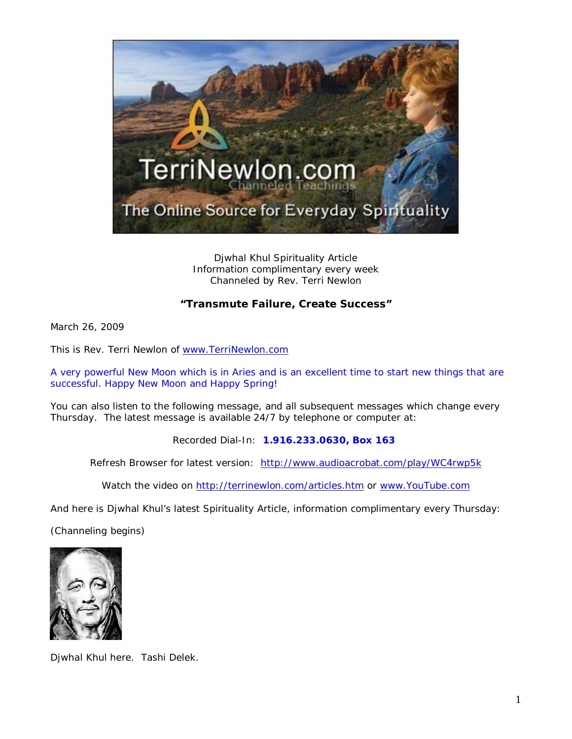Djwhal Khul Spirituality Article
Information complimentary every week
Channeled by Rev. Terri Newlon

**"Transmute Failure, Create Success"**

March 26, 2009

This is Rev. Terri Newlon of [www.TerriNewlon.com](http://www.TerriNewlon.com)

A very powerful New Moon which is in Aries and is an excellent time to start new things that are successful. Happy New Moon and Happy Spring!

You can also listen to the following message, and all subsequent messages which change every Thursday. The latest message is available 24/7 by telephone or computer at:

Recorded Dial-In: **1.916.233.0630, Box 163**

Refresh Browser for latest version: [http://www.audioacrobat.com/play/WC4rwp5k](http://www.audioacrobat.com/play/WC4rwp5k)

Watch the video on [http://terrinewlon.com/articles.htm](http://terrinewlon.com/articles.htm) or [www.YouTube.com](http://www.YouTube.com)

And here is Djwhal Khul's latest Spirituality Article, information complimentary every Thursday:

(Channeling begins)

Djwhal Khul here. Tashi Delek.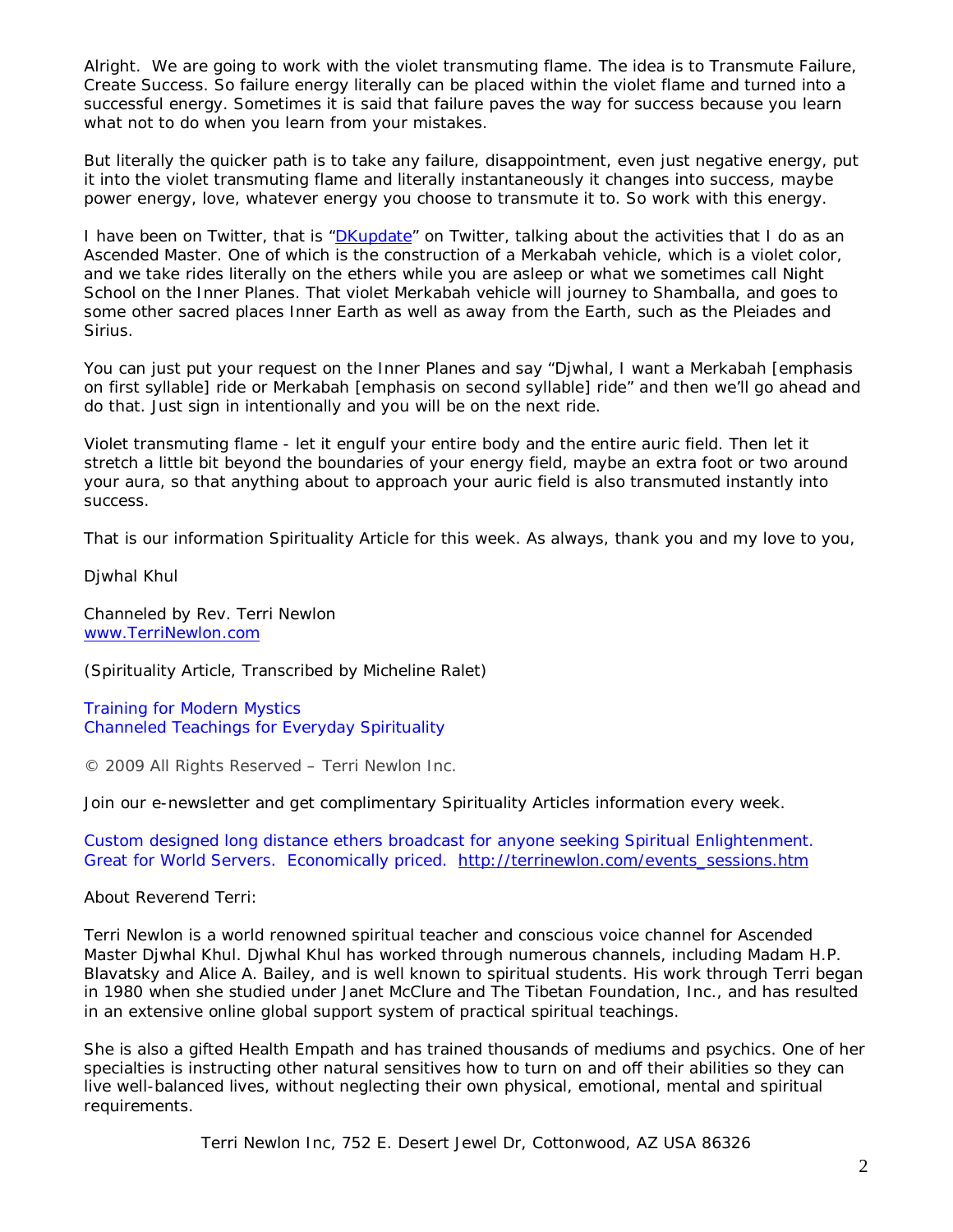Alright. We are going to work with the violet transmuting flame. The idea is to Transmute Failure, Create Success. So failure energy literally can be placed within the violet flame and turned into a successful energy. Sometimes it is said that failure paves the way for success because you learn what not to do when you learn from your mistakes.

But literally the quicker path is to take any failure, disappointment, even just negative energy, put it into the violet transmuting flame and literally instantaneously it changes into success, maybe power energy, love, whatever energy you choose to transmute it to. So work with this energy.

I have been on Twitter, that is "DKupdate" on Twitter, talking about the activities that I do as an Ascended Master. One of which is the construction of a Merkabah vehicle, which is a violet color, and we take rides literally on the ethers while you are asleep or what we sometimes call Night School on the Inner Planes. That violet Merkabah vehicle will journey to Shamballa, and goes to some other sacred places Inner Earth as well as away from the Earth, such as the Pleiades and Sirius.

You can just put your request on the Inner Planes and say "Djwhal, I want a Merkabah [emphasis on first syllable] ride or Merkabah [emphasis on second syllable] ride" and then we'll go ahead and do that. Just sign in intentionally and you will be on the next ride.

Violet transmuting flame - let it engulf your entire body and the entire auric field. Then let it stretch a little bit beyond the boundaries of your energy field, maybe an extra foot or two around your aura, so that anything about to approach your auric field is also transmuted instantly into success.

That is our information Spirituality Article for this week. As always, thank you and my love to you,

Djwhal Khul

Channeled by Rev. Terri Newlon
www.TerriNewlon.com

(Spirituality Article, Transcribed by Micheline Ralet)

Training for Modern Mystics
Channeled Teachings for Everyday Spirituality

© 2009 All Rights Reserved – Terri Newlon Inc.

Join our e-newsletter and get complimentary Spirituality Articles information every week.

Custom designed long distance ethers broadcast for anyone seeking Spiritual Enlightenment. Great for World Servers. Economically priced. http://terrinewlon.com/events_sessions.htm

About Reverend Terri:

Terri Newlon is a world renowned spiritual teacher and conscious voice channel for Ascended Master Djwhal Khul. Djwhal Khul has worked through numerous channels, including Madam H.P. Blavatsky and Alice A. Bailey, and is well known to spiritual students. His work through Terri began in 1980 when she studied under Janet McClure and The Tibetan Foundation, Inc., and has resulted in an extensive online global support system of practical spiritual teachings.

She is also a gifted Health Empath and has trained thousands of mediums and psychics. One of her specialties is instructing other natural sensitives how to turn on and off their abilities so they can live well-balanced lives, without neglecting their own physical, emotional, mental and spiritual requirements.

Terri Newlon Inc, 752 E. Desert Jewel Dr, Cottonwood, AZ USA 86326